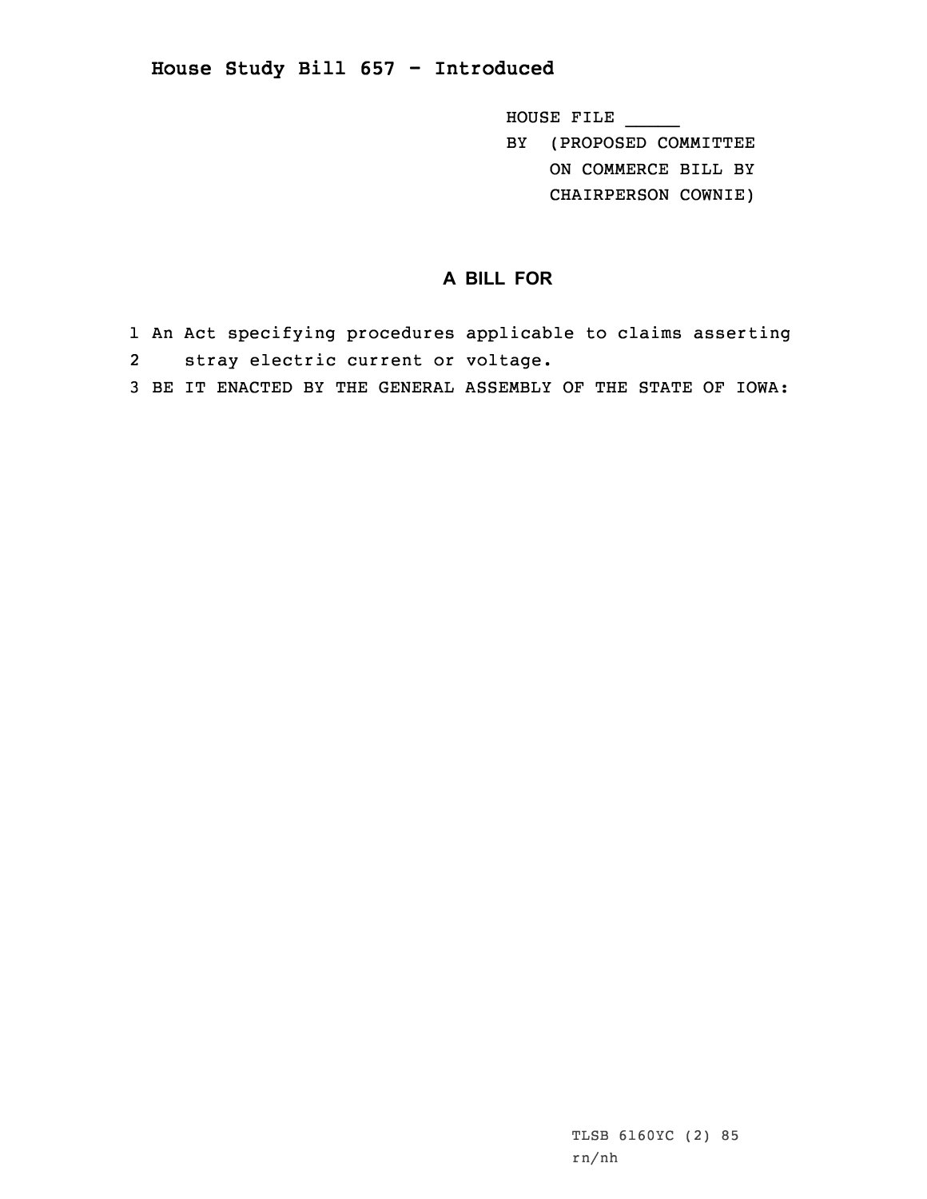# House Study Bill 657 - Introduced

HOUSE FILE _____
BY (PROPOSED COMMITTEE ON COMMERCE BILL BY CHAIRPERSON COWNIE)

## A BILL FOR

1 An Act specifying procedures applicable to claims asserting
2 stray electric current or voltage.
3 BE IT ENACTED BY THE GENERAL ASSEMBLY OF THE STATE OF IOWA:

TLSB 6160YC (2) 85
rn/nh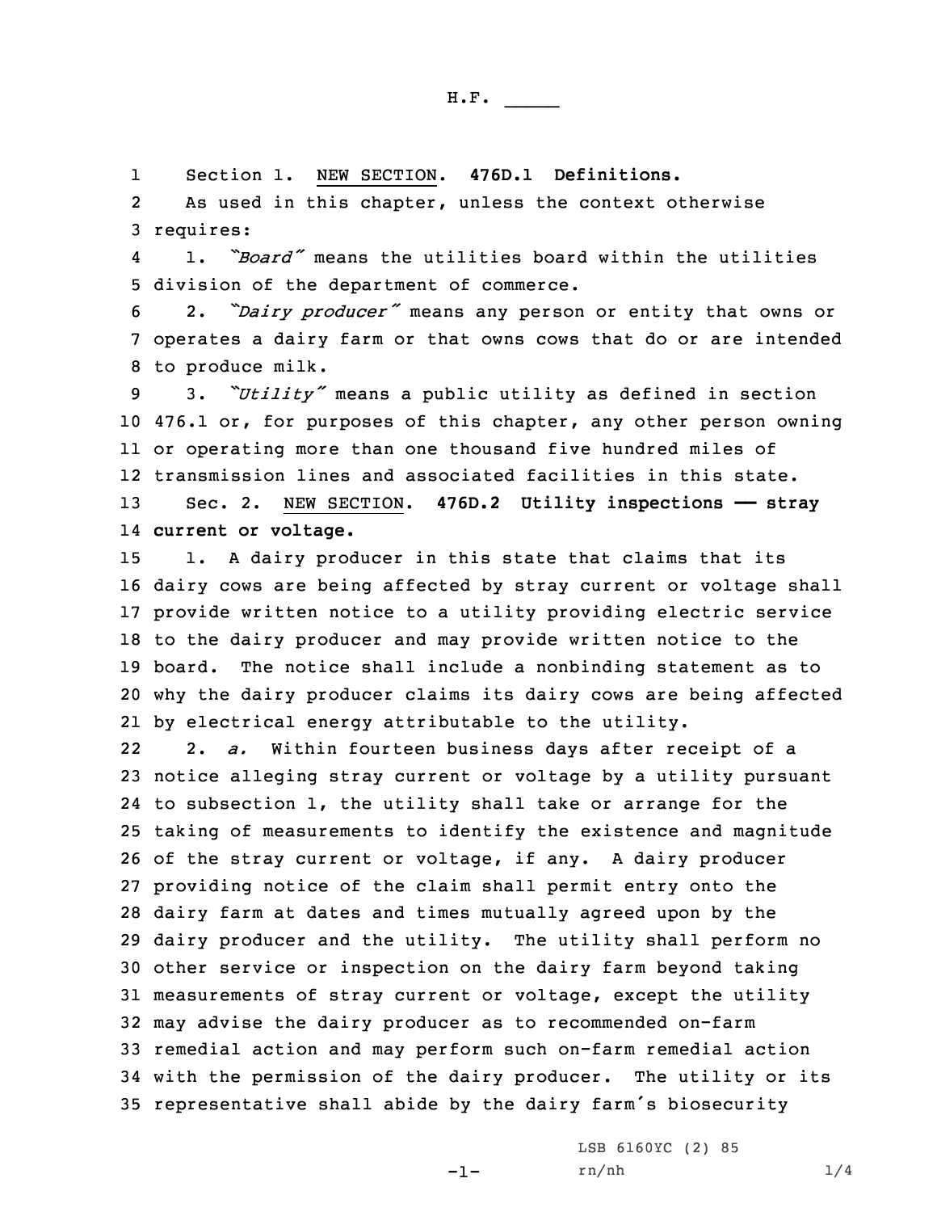H.F. _____

Section 1. NEW SECTION. **476D.1 Definitions.**

As used in this chapter, unless the context otherwise requires:

1. *"Board"* means the utilities board within the utilities division of the department of commerce.

2. *"Dairy producer"* means any person or entity that owns or operates a dairy farm or that owns cows that do or are intended to produce milk.

3. *"Utility"* means a public utility as defined in section 476.1 or, for purposes of this chapter, any other person owning or operating more than one thousand five hundred miles of transmission lines and associated facilities in this state.

Sec. 2. NEW SECTION. **476D.2 Utility inspections —— stray current or voltage.**

1. A dairy producer in this state that claims that its dairy cows are being affected by stray current or voltage shall provide written notice to a utility providing electric service to the dairy producer and may provide written notice to the board. The notice shall include a nonbinding statement as to why the dairy producer claims its dairy cows are being affected by electrical energy attributable to the utility.

2. *a.* Within fourteen business days after receipt of a notice alleging stray current or voltage by a utility pursuant to subsection 1, the utility shall take or arrange for the taking of measurements to identify the existence and magnitude of the stray current or voltage, if any. A dairy producer providing notice of the claim shall permit entry onto the dairy farm at dates and times mutually agreed upon by the dairy producer and the utility. The utility shall perform no other service or inspection on the dairy farm beyond taking measurements of stray current or voltage, except the utility may advise the dairy producer as to recommended on-farm remedial action and may perform such on-farm remedial action with the permission of the dairy producer. The utility or its representative shall abide by the dairy farm's biosecurity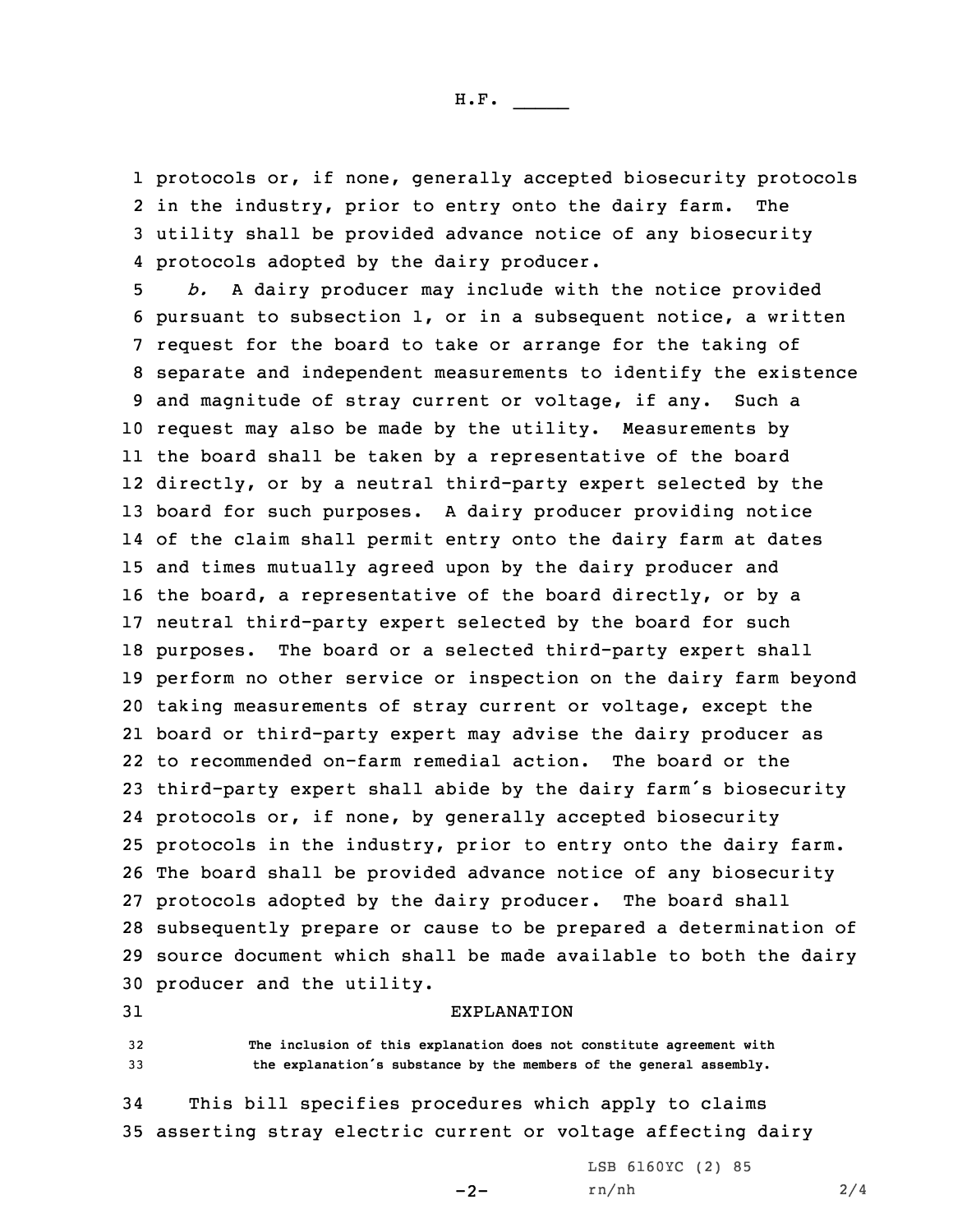protocols or, if none, generally accepted biosecurity protocols in the industry, prior to entry onto the dairy farm. The utility shall be provided advance notice of any biosecurity protocols adopted by the dairy producer.

*b.* A dairy producer may include with the notice provided pursuant to subsection 1, or in a subsequent notice, a written request for the board to take or arrange for the taking of separate and independent measurements to identify the existence and magnitude of stray current or voltage, if any. Such a request may also be made by the utility. Measurements by the board shall be taken by a representative of the board directly, or by a neutral third-party expert selected by the board for such purposes. A dairy producer providing notice of the claim shall permit entry onto the dairy farm at dates and times mutually agreed upon by the dairy producer and the board, a representative of the board directly, or by a neutral third-party expert selected by the board for such purposes. The board or a selected third-party expert shall perform no other service or inspection on the dairy farm beyond taking measurements of stray current or voltage, except the board or third-party expert may advise the dairy producer as to recommended on-farm remedial action. The board or the third-party expert shall abide by the dairy farm's biosecurity protocols or, if none, by generally accepted biosecurity protocols in the industry, prior to entry onto the dairy farm. The board shall be provided advance notice of any biosecurity protocols adopted by the dairy producer. The board shall subsequently prepare or cause to be prepared a determination of source document which shall be made available to both the dairy producer and the utility.

## EXPLANATION

The inclusion of this explanation does not constitute agreement with the explanation's substance by the members of the general assembly.

This bill specifies procedures which apply to claims asserting stray electric current or voltage affecting dairy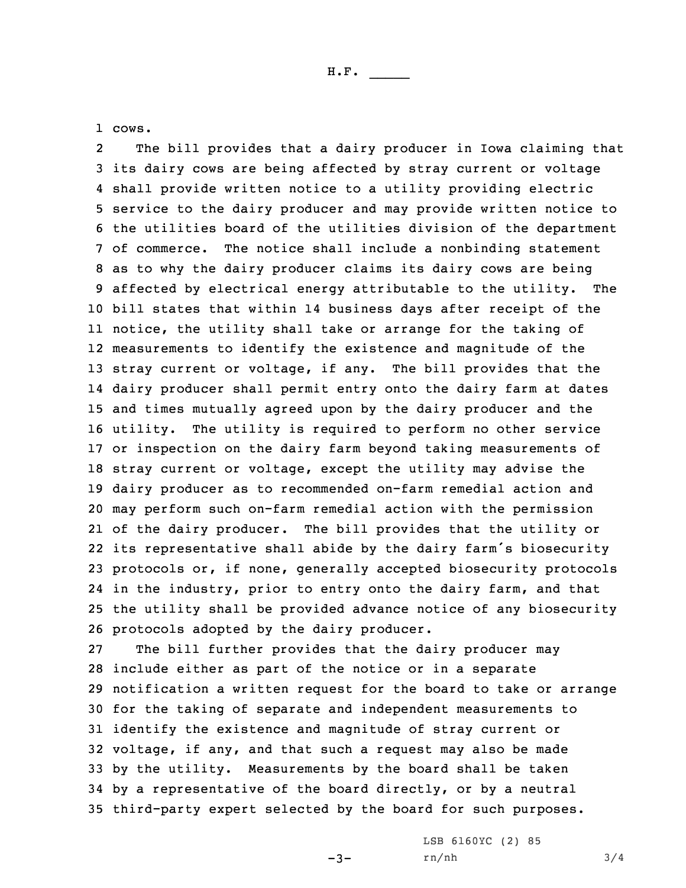cows.

The bill provides that a dairy producer in Iowa claiming that its dairy cows are being affected by stray current or voltage shall provide written notice to a utility providing electric service to the dairy producer and may provide written notice to the utilities board of the utilities division of the department of commerce. The notice shall include a nonbinding statement as to why the dairy producer claims its dairy cows are being affected by electrical energy attributable to the utility. The bill states that within 14 business days after receipt of the notice, the utility shall take or arrange for the taking of measurements to identify the existence and magnitude of the stray current or voltage, if any. The bill provides that the dairy producer shall permit entry onto the dairy farm at dates and times mutually agreed upon by the dairy producer and the utility. The utility is required to perform no other service or inspection on the dairy farm beyond taking measurements of stray current or voltage, except the utility may advise the dairy producer as to recommended on-farm remedial action and may perform such on-farm remedial action with the permission of the dairy producer. The bill provides that the utility or its representative shall abide by the dairy farm's biosecurity protocols or, if none, generally accepted biosecurity protocols in the industry, prior to entry onto the dairy farm, and that the utility shall be provided advance notice of any biosecurity protocols adopted by the dairy producer.

The bill further provides that the dairy producer may include either as part of the notice or in a separate notification a written request for the board to take or arrange for the taking of separate and independent measurements to identify the existence and magnitude of stray current or voltage, if any, and that such a request may also be made by the utility. Measurements by the board shall be taken by a representative of the board directly, or by a neutral third-party expert selected by the board for such purposes.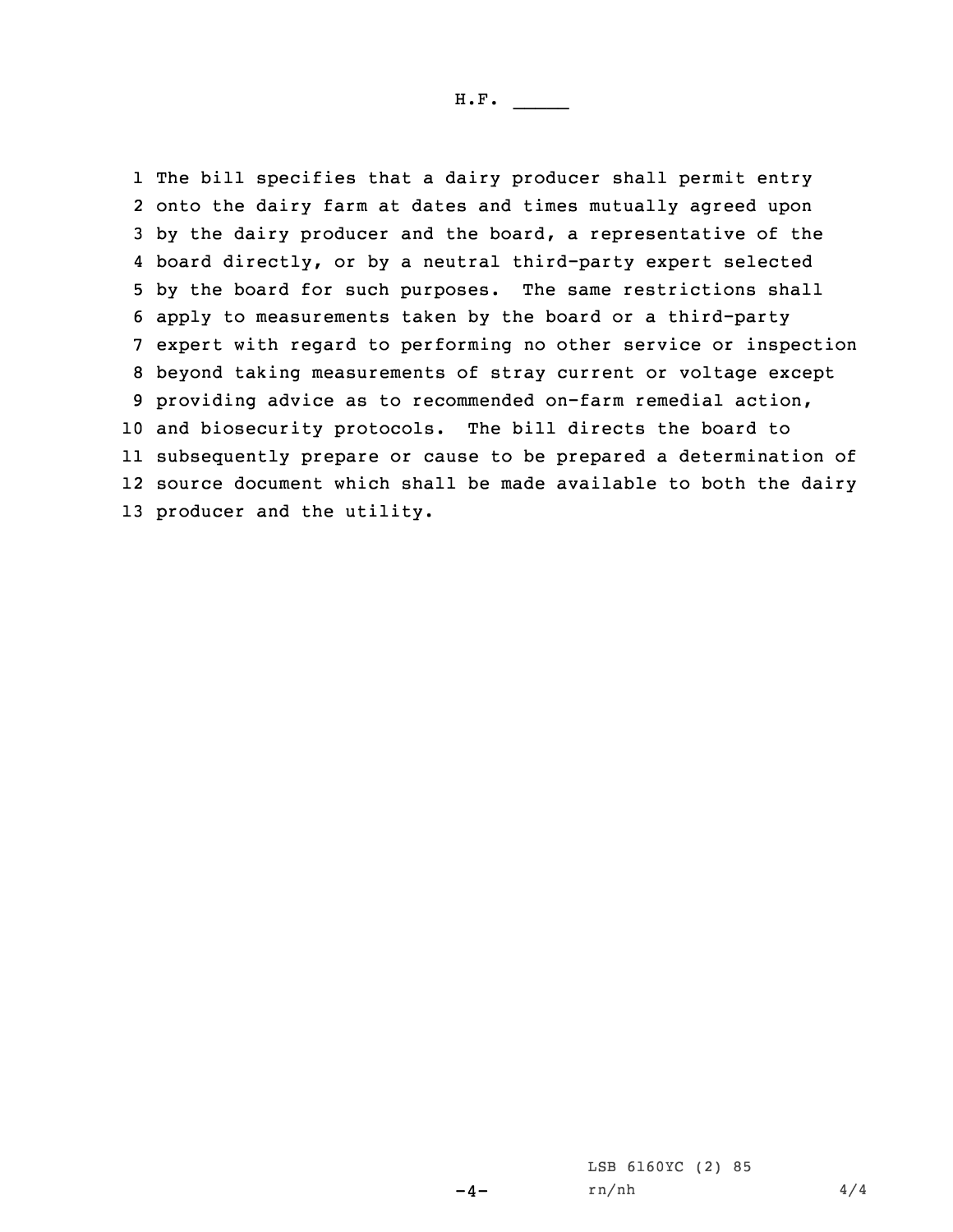The bill specifies that a dairy producer shall permit entry onto the dairy farm at dates and times mutually agreed upon by the dairy producer and the board, a representative of the board directly, or by a neutral third-party expert selected by the board for such purposes. The same restrictions shall apply to measurements taken by the board or a third-party expert with regard to performing no other service or inspection beyond taking measurements of stray current or voltage except providing advice as to recommended on-farm remedial action, and biosecurity protocols. The bill directs the board to subsequently prepare or cause to be prepared a determination of source document which shall be made available to both the dairy producer and the utility.